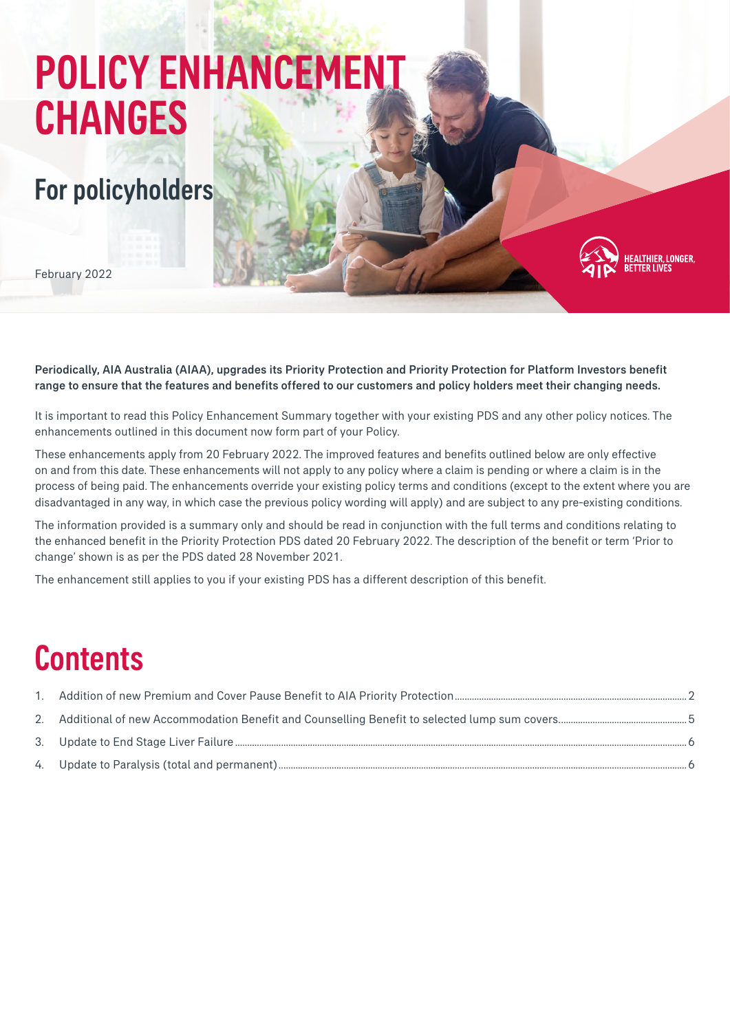# POLICY ENHANCEMENT CHANGES

## For policyholders

February 2022

HEALTHIER, LONGER, BETTER LIVES

**Periodically, AIA Australia (AIAA), upgrades its Priority Protection and Priority Protection for Platform Investors benefit range to ensure that the features and benefits offered to our customers and policy holders meet their changing needs.**

It is important to read this Policy Enhancement Summary together with your existing PDS and any other policy notices. The enhancements outlined in this document now form part of your Policy.

These enhancements apply from 20 February 2022. The improved features and benefits outlined below are only effective on and from this date. These enhancements will not apply to any policy where a claim is pending or where a claim is in the process of being paid. The enhancements override your existing policy terms and conditions (except to the extent where you are disadvantaged in any way, in which case the previous policy wording will apply) and are subject to any pre-existing conditions.

The information provided is a summary only and should be read in conjunction with the full terms and conditions relating to the enhanced benefit in the Priority Protection PDS dated 20 February 2022. The description of the benefit or term 'Prior to change' shown is as per the PDS dated 28 November 2021.

The enhancement still applies to you if your existing PDS has a different description of this benefit.

# Contents

1. Addition of new Premium and Cover Pause Benefit to AIA Priority Protection ..... 2
2. Additional of new Accommodation Benefit and Counselling Benefit to selected lump sum covers ..... 5
3. Update to End Stage Liver Failure ..... 6
4. Update to Paralysis (total and permanent) ..... 6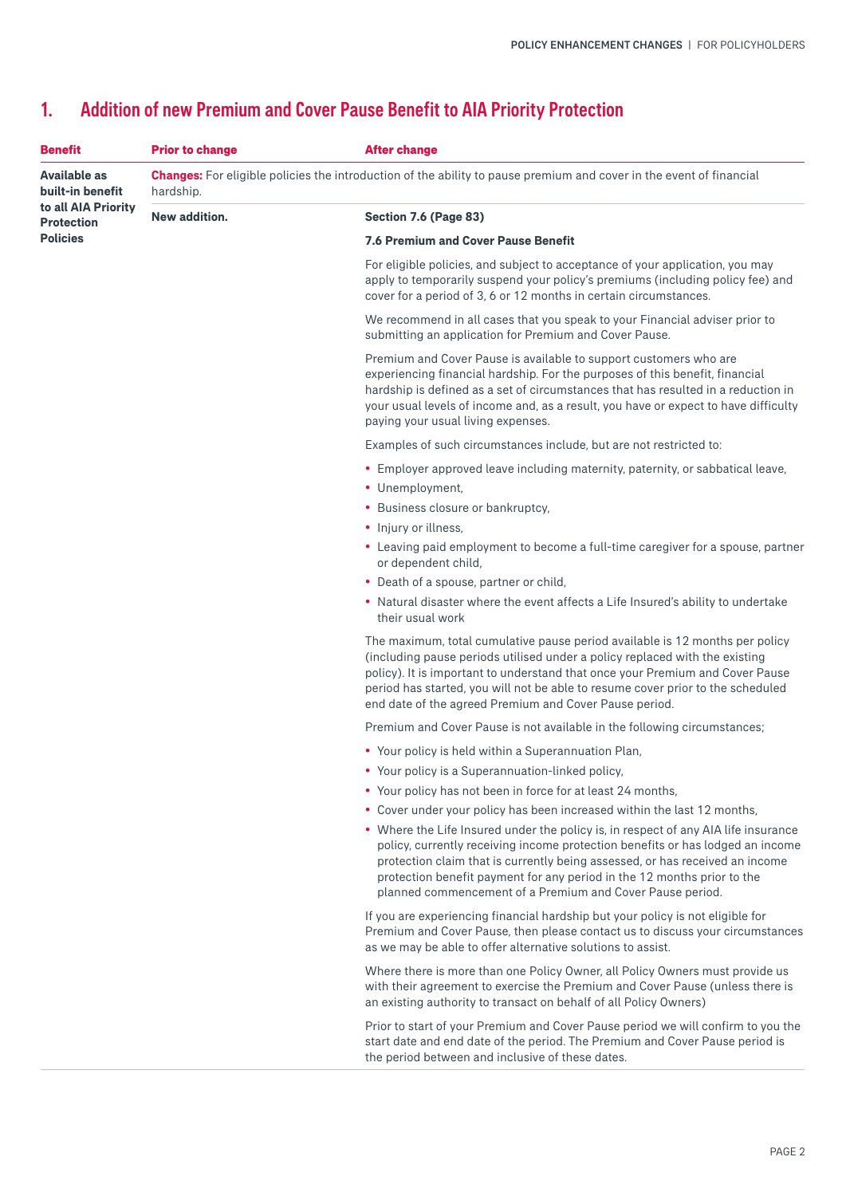## 1. Addition of new Premium and Cover Pause Benefit to AIA Priority Protection

| Benefit | Prior to change | After change |
| --- | --- | --- |
| **Available as built-in benefit to all AIA Priority Protection Policies** | **Changes:** For eligible policies the introduction of the ability to pause premium and cover in the event of financial hardship. | |
| | **New addition.** | **Section 7.6 (Page 83)** |

**7.6 Premium and Cover Pause Benefit**

For eligible policies, and subject to acceptance of your application, you may apply to temporarily suspend your policy's premiums (including policy fee) and cover for a period of 3, 6 or 12 months in certain circumstances.

We recommend in all cases that you speak to your Financial adviser prior to submitting an application for Premium and Cover Pause.

Premium and Cover Pause is available to support customers who are experiencing financial hardship. For the purposes of this benefit, financial hardship is defined as a set of circumstances that has resulted in a reduction in your usual levels of income and, as a result, you have or expect to have difficulty paying your usual living expenses.

Examples of such circumstances include, but are not restricted to:

- Employer approved leave including maternity, paternity, or sabbatical leave,
- Unemployment,
- Business closure or bankruptcy,
- Injury or illness,
- Leaving paid employment to become a full-time caregiver for a spouse, partner or dependent child,
- Death of a spouse, partner or child,
- Natural disaster where the event affects a Life Insured's ability to undertake their usual work

The maximum, total cumulative pause period available is 12 months per policy (including pause periods utilised under a policy replaced with the existing policy). It is important to understand that once your Premium and Cover Pause period has started, you will not be able to resume cover prior to the scheduled end date of the agreed Premium and Cover Pause period.

Premium and Cover Pause is not available in the following circumstances;

- Your policy is held within a Superannuation Plan,
- Your policy is a Superannuation-linked policy,
- Your policy has not been in force for at least 24 months,
- Cover under your policy has been increased within the last 12 months,
- Where the Life Insured under the policy is, in respect of any AIA life insurance policy, currently receiving income protection benefits or has lodged an income protection claim that is currently being assessed, or has received an income protection benefit payment for any period in the 12 months prior to the planned commencement of a Premium and Cover Pause period.

If you are experiencing financial hardship but your policy is not eligible for Premium and Cover Pause, then please contact us to discuss your circumstances as we may be able to offer alternative solutions to assist.

Where there is more than one Policy Owner, all Policy Owners must provide us with their agreement to exercise the Premium and Cover Pause (unless there is an existing authority to transact on behalf of all Policy Owners)

Prior to start of your Premium and Cover Pause period we will confirm to you the start date and end date of the period. The Premium and Cover Pause period is the period between and inclusive of these dates.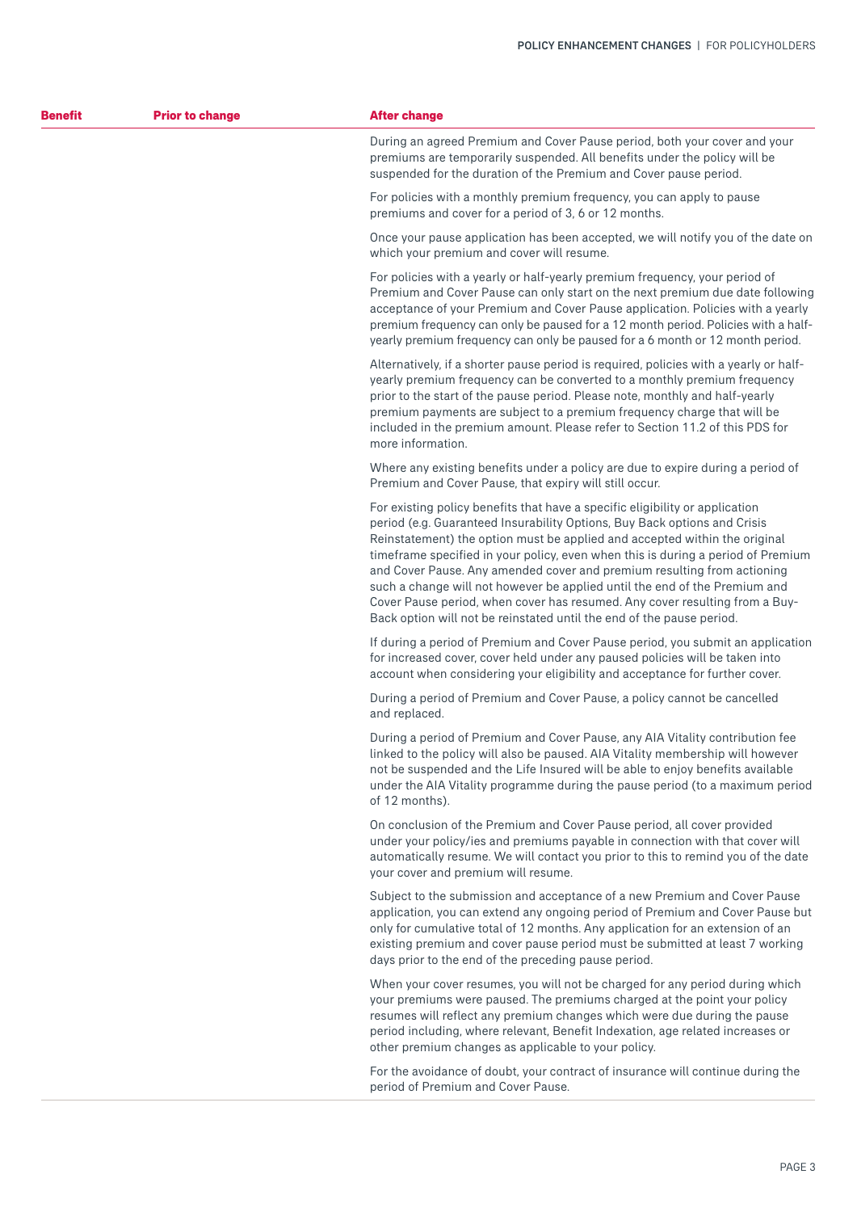| Benefit | Prior to change | After change |
|---|---|---|
| | | During an agreed Premium and Cover Pause period, both your cover and your premiums are temporarily suspended. All benefits under the policy will be suspended for the duration of the Premium and Cover pause period.<br><br>For policies with a monthly premium frequency, you can apply to pause premiums and cover for a period of 3, 6 or 12 months.<br><br>Once your pause application has been accepted, we will notify you of the date on which your premium and cover will resume.<br><br>For policies with a yearly or half-yearly premium frequency, your period of Premium and Cover Pause can only start on the next premium due date following acceptance of your Premium and Cover Pause application. Policies with a yearly premium frequency can only be paused for a 12 month period. Policies with a half-yearly premium frequency can only be paused for a 6 month or 12 month period.<br><br>Alternatively, if a shorter pause period is required, policies with a yearly or half-yearly premium frequency can be converted to a monthly premium frequency prior to the start of the pause period. Please note, monthly and half-yearly premium payments are subject to a premium frequency charge that will be included in the premium amount. Please refer to Section 11.2 of this PDS for more information.<br><br>Where any existing benefits under a policy are due to expire during a period of Premium and Cover Pause, that expiry will still occur.<br><br>For existing policy benefits that have a specific eligibility or application period (e.g. Guaranteed Insurability Options, Buy Back options and Crisis Reinstatement) the option must be applied and accepted within the original timeframe specified in your policy, even when this is during a period of Premium and Cover Pause. Any amended cover and premium resulting from actioning such a change will not however be applied until the end of the Premium and Cover Pause period, when cover has resumed. Any cover resulting from a Buy-Back option will not be reinstated until the end of the pause period.<br><br>If during a period of Premium and Cover Pause period, you submit an application for increased cover, cover held under any paused policies will be taken into account when considering your eligibility and acceptance for further cover.<br><br>During a period of Premium and Cover Pause, a policy cannot be cancelled and replaced.<br><br>During a period of Premium and Cover Pause, any AIA Vitality contribution fee linked to the policy will also be paused. AIA Vitality membership will however not be suspended and the Life Insured will be able to enjoy benefits available under the AIA Vitality programme during the pause period (to a maximum period of 12 months).<br><br>On conclusion of the Premium and Cover Pause period, all cover provided under your policy/ies and premiums payable in connection with that cover will automatically resume. We will contact you prior to this to remind you of the date your cover and premium will resume.<br><br>Subject to the submission and acceptance of a new Premium and Cover Pause application, you can extend any ongoing period of Premium and Cover Pause but only for cumulative total of 12 months. Any application for an extension of an existing premium and cover pause period must be submitted at least 7 working days prior to the end of the preceding pause period.<br><br>When your cover resumes, you will not be charged for any period during which your premiums were paused. The premiums charged at the point your policy resumes will reflect any premium changes which were due during the pause period including, where relevant, Benefit Indexation, age related increases or other premium changes as applicable to your policy.<br><br>For the avoidance of doubt, your contract of insurance will continue during the period of Premium and Cover Pause. |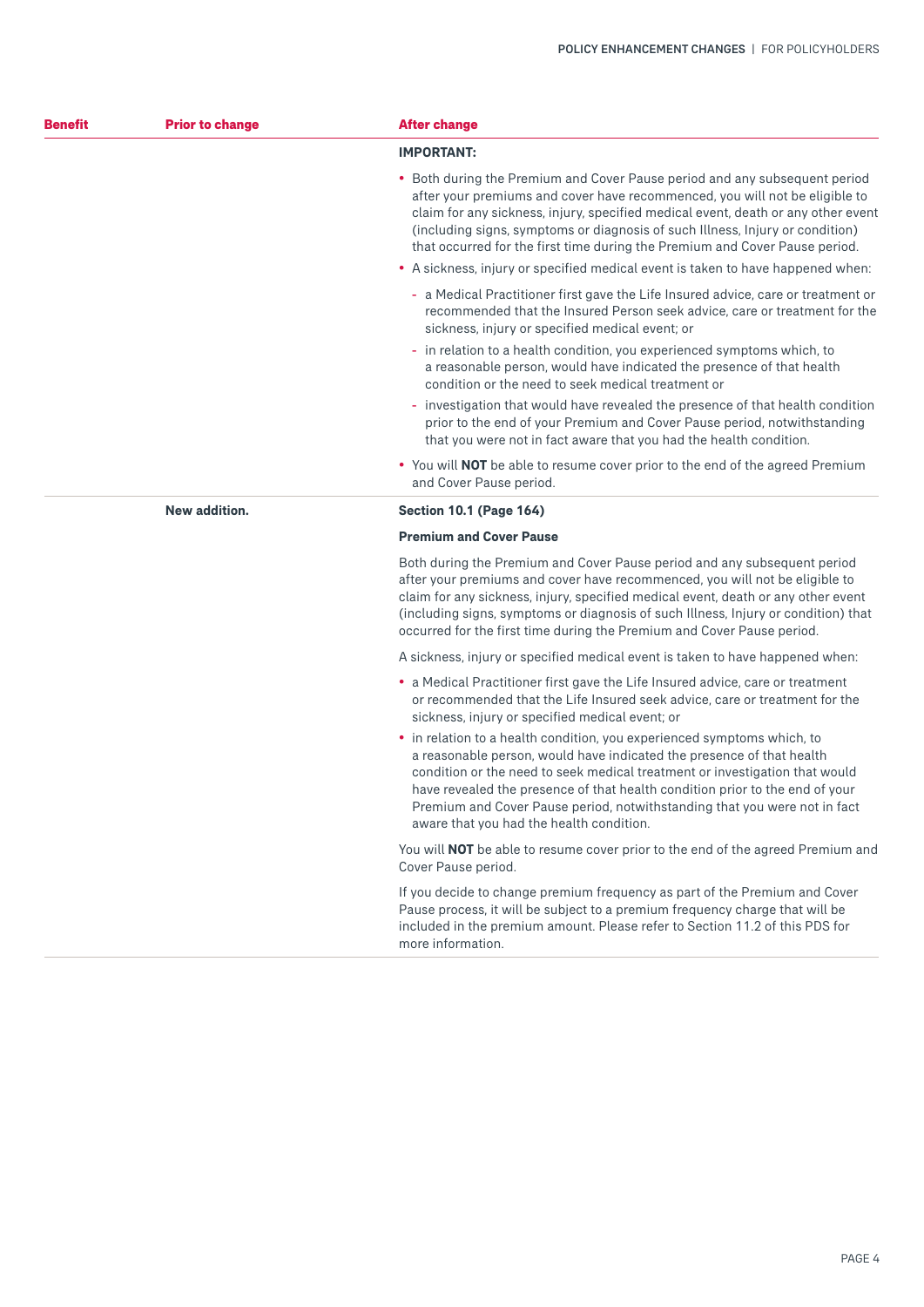| Benefit | Prior to change | After change |
|---|---|---|
| | | **IMPORTANT:**<br>• Both during the Premium and Cover Pause period and any subsequent period after your premiums and cover have recommenced, you will not be eligible to claim for any sickness, injury, specified medical event, death or any other event (including signs, symptoms or diagnosis of such Illness, Injury or condition) that occurred for the first time during the Premium and Cover Pause period.<br>• A sickness, injury or specified medical event is taken to have happened when:<br>- a Medical Practitioner first gave the Life Insured advice, care or treatment or recommended that the Insured Person seek advice, care or treatment for the sickness, injury or specified medical event; or<br>- in relation to a health condition, you experienced symptoms which, to a reasonable person, would have indicated the presence of that health condition or the need to seek medical treatment or<br>- investigation that would have revealed the presence of that health condition prior to the end of your Premium and Cover Pause period, notwithstanding that you were not in fact aware that you had the health condition.<br>• You will **NOT** be able to resume cover prior to the end of the agreed Premium and Cover Pause period. |
| | **New addition.** | **Section 10.1 (Page 164)**<br>**Premium and Cover Pause**<br>Both during the Premium and Cover Pause period and any subsequent period after your premiums and cover have recommenced, you will not be eligible to claim for any sickness, injury, specified medical event, death or any other event (including signs, symptoms or diagnosis of such Illness, Injury or condition) that occurred for the first time during the Premium and Cover Pause period.<br>A sickness, injury or specified medical event is taken to have happened when:<br>• a Medical Practitioner first gave the Life Insured advice, care or treatment or recommended that the Life Insured seek advice, care or treatment for the sickness, injury or specified medical event; or<br>• in relation to a health condition, you experienced symptoms which, to a reasonable person, would have indicated the presence of that health condition or the need to seek medical treatment or investigation that would have revealed the presence of that health condition prior to the end of your Premium and Cover Pause period, notwithstanding that you were not in fact aware that you had the health condition.<br>You will **NOT** be able to resume cover prior to the end of the agreed Premium and Cover Pause period.<br>If you decide to change premium frequency as part of the Premium and Cover Pause process, it will be subject to a premium frequency charge that will be included in the premium amount. Please refer to Section 11.2 of this PDS for more information. |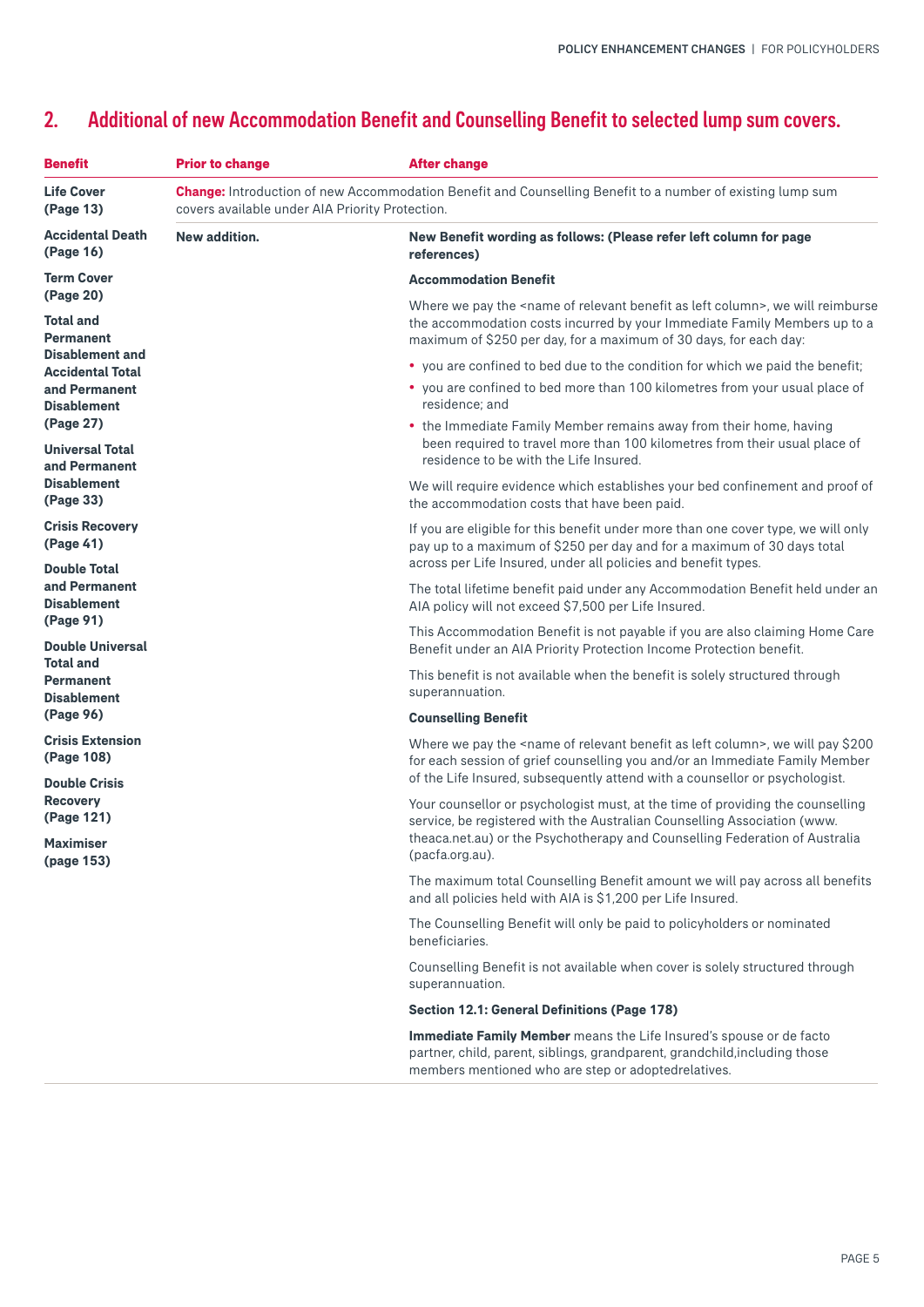## 2. Additional of new Accommodation Benefit and Counselling Benefit to selected lump sum covers.

| Benefit | Prior to change | After change |
|---|---|---|
| **Life Cover (Page 13)** | **Change:** Introduction of new Accommodation Benefit and Counselling Benefit to a number of existing lump sum covers available under AIA Priority Protection. | |
| **Accidental Death (Page 16)**<br>**Term Cover (Page 20)**<br>**Total and Permanent Disablement and Accidental Total and Permanent Disablement (Page 27)**<br>**Universal Total and Permanent Disablement (Page 33)**<br>**Crisis Recovery (Page 41)**<br>**Double Total and Permanent Disablement (Page 91)**<br>**Double Universal Total and Permanent Disablement (Page 96)**<br>**Crisis Extension (Page 108)**<br>**Double Crisis Recovery (Page 121)**<br>**Maximiser (page 153)** | **New addition.** | **New Benefit wording as follows: (Please refer left column for page references)**<br><br>**Accommodation Benefit**<br><br>Where we pay the <name of relevant benefit as left column>, we will reimburse the accommodation costs incurred by your Immediate Family Members up to a maximum of $250 per day, for a maximum of 30 days, for each day:<br>• you are confined to bed due to the condition for which we paid the benefit;<br>• you are confined to bed more than 100 kilometres from your usual place of residence; and<br>• the Immediate Family Member remains away from their home, having been required to travel more than 100 kilometres from their usual place of residence to be with the Life Insured.<br><br>We will require evidence which establishes your bed confinement and proof of the accommodation costs that have been paid.<br><br>If you are eligible for this benefit under more than one cover type, we will only pay up to a maximum of $250 per day and for a maximum of 30 days total across per Life Insured, under all policies and benefit types.<br><br>The total lifetime benefit paid under any Accommodation Benefit held under an AIA policy will not exceed $7,500 per Life Insured.<br><br>This Accommodation Benefit is not payable if you are also claiming Home Care Benefit under an AIA Priority Protection Income Protection benefit.<br><br>This benefit is not available when the benefit is solely structured through superannuation.<br><br>**Counselling Benefit**<br><br>Where we pay the <name of relevant benefit as left column>, we will pay $200 for each session of grief counselling you and/or an Immediate Family Member of the Life Insured, subsequently attend with a counsellor or psychologist.<br><br>Your counsellor or psychologist must, at the time of providing the counselling service, be registered with the Australian Counselling Association (www.theaca.net.au) or the Psychotherapy and Counselling Federation of Australia (pacfa.org.au).<br><br>The maximum total Counselling Benefit amount we will pay across all benefits and all policies held with AIA is $1,200 per Life Insured.<br><br>The Counselling Benefit will only be paid to policyholders or nominated beneficiaries.<br><br>Counselling Benefit is not available when cover is solely structured through superannuation.<br><br>**Section 12.1: General Definitions (Page 178)**<br><br>**Immediate Family Member** means the Life Insured's spouse or de facto partner, child, parent, siblings, grandparent, grandchild,including those members mentioned who are step or adoptedrelatives. |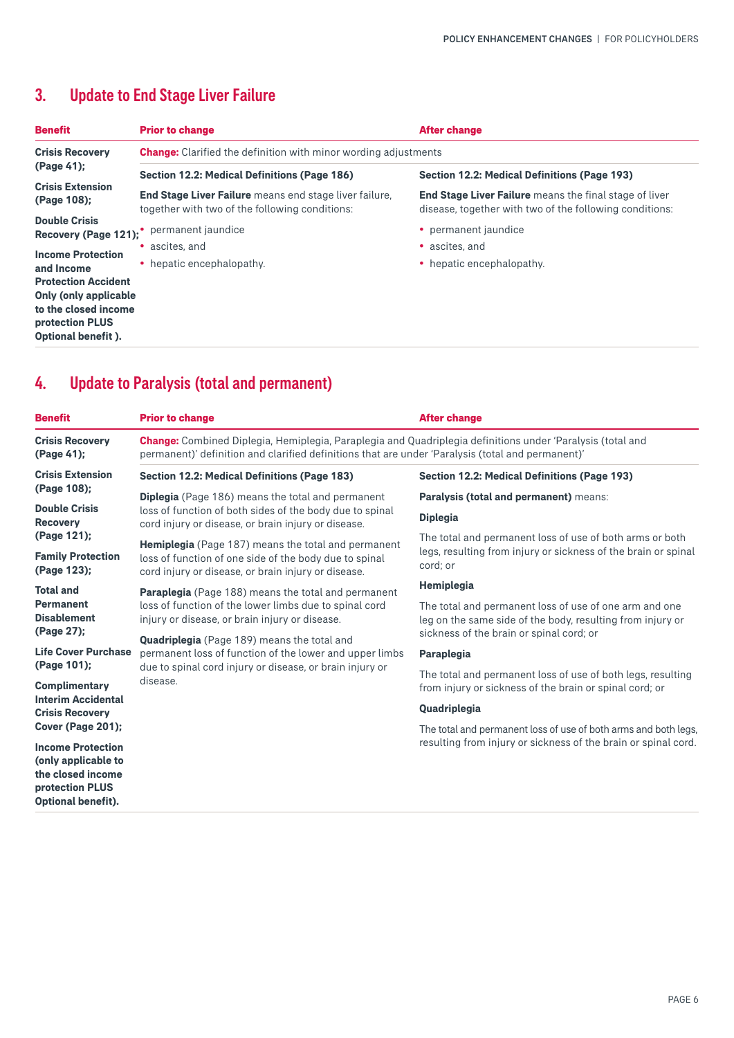## 3. Update to End Stage Liver Failure

| Benefit | Prior to change | After change |
|---|---|---|
| **Crisis Recovery (Page 41);** **Crisis Extension (Page 108);** **Double Crisis Recovery (Page 121);** **Income Protection and Income Protection Accident Only (only applicable to the closed income protection PLUS Optional benefit ).** | **Change:** Clarified the definition with minor wording adjustments | |
| | **Section 12.2: Medical Definitions (Page 186)** | **Section 12.2: Medical Definitions (Page 193)** |
| | **End Stage Liver Failure** means end stage liver failure, together with two of the following conditions:<br>• permanent jaundice<br>• ascites, and<br>• hepatic encephalopathy. | **End Stage Liver Failure** means the final stage of liver disease, together with two of the following conditions:<br>• permanent jaundice<br>• ascites, and<br>• hepatic encephalopathy. |

## 4. Update to Paralysis (total and permanent)

| Benefit | Prior to change | After change |
|---|---|---|
| **Crisis Recovery (Page 41);** **Crisis Extension (Page 108);** **Double Crisis Recovery (Page 121);** **Family Protection (Page 123);** **Total and Permanent Disablement (Page 27);** **Life Cover Purchase (Page 101);** **Complimentary Interim Accidental Crisis Recovery Cover (Page 201);** **Income Protection (only applicable to the closed income protection PLUS Optional benefit).** | **Change:** Combined Diplegia, Hemiplegia, Paraplegia and Quadriplegia definitions under 'Paralysis (total and permanent)' definition and clarified definitions that are under 'Paralysis (total and permanent)' | |
| | **Section 12.2: Medical Definitions (Page 183)** | **Section 12.2: Medical Definitions (Page 193)** |
| | **Diplegia** (Page 186) means the total and permanent loss of function of both sides of the body due to spinal cord injury or disease, or brain injury or disease.<br><br>**Hemiplegia** (Page 187) means the total and permanent loss of function of one side of the body due to spinal cord injury or disease, or brain injury or disease.<br><br>**Paraplegia** (Page 188) means the total and permanent loss of function of the lower limbs due to spinal cord injury or disease, or brain injury or disease.<br><br>**Quadriplegia** (Page 189) means the total and permanent loss of function of the lower and upper limbs due to spinal cord injury or disease, or brain injury or disease. | **Paralysis (total and permanent)** means:<br><br>**Diplegia**<br>The total and permanent loss of use of both arms or both legs, resulting from injury or sickness of the brain or spinal cord; or<br><br>**Hemiplegia**<br>The total and permanent loss of use of one arm and one leg on the same side of the body, resulting from injury or sickness of the brain or spinal cord; or<br><br>**Paraplegia**<br>The total and permanent loss of use of both legs, resulting from injury or sickness of the brain or spinal cord; or<br><br>**Quadriplegia**<br>The total and permanent loss of use of both arms and both legs, resulting from injury or sickness of the brain or spinal cord. |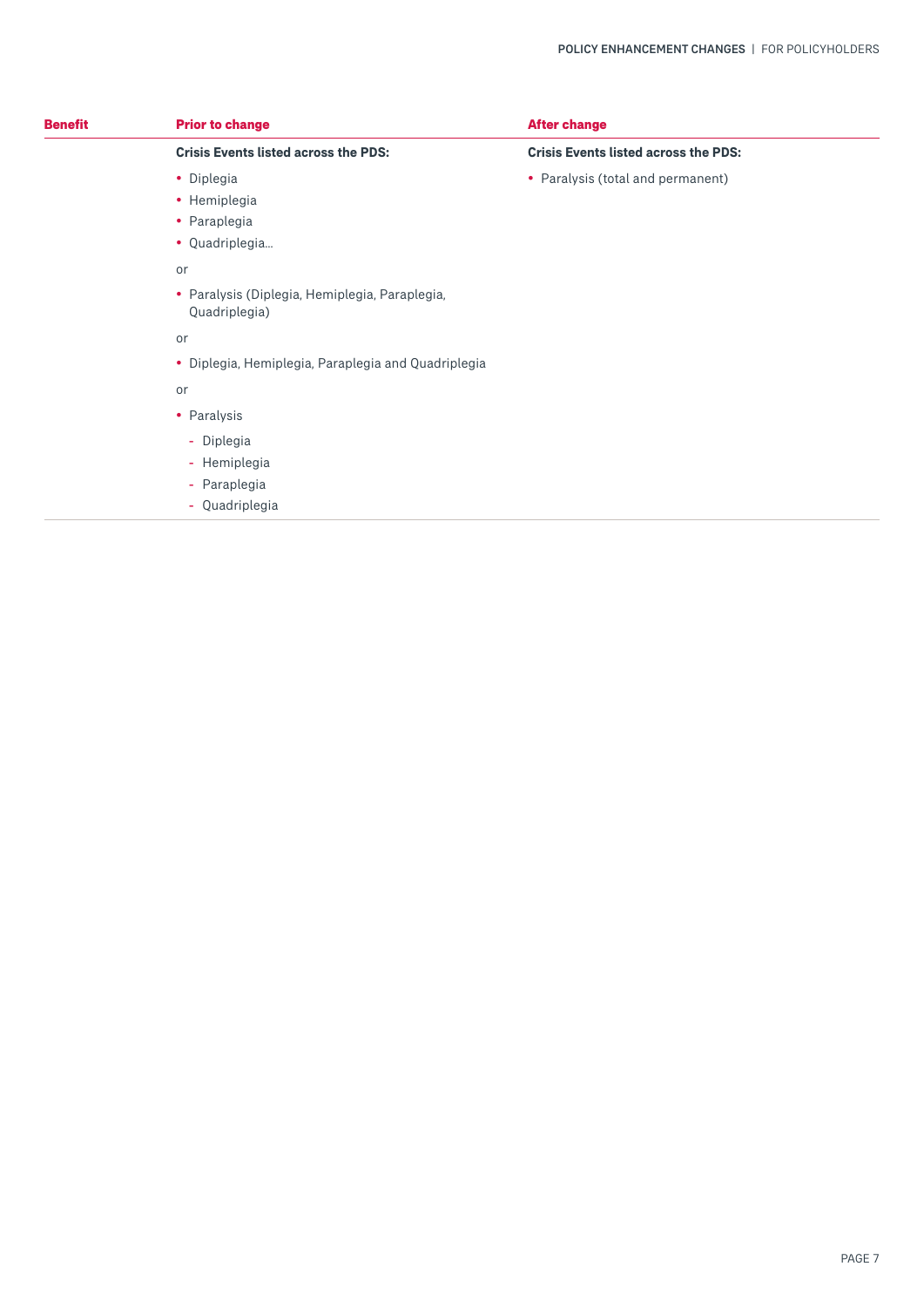| Benefit | Prior to change | After change |
|---|---|---|
| | **Crisis Events listed across the PDS:**<br>• Diplegia<br>• Hemiplegia<br>• Paraplegia<br>• Quadriplegia...<br>or<br>• Paralysis (Diplegia, Hemiplegia, Paraplegia, Quadriplegia)<br>or<br>• Diplegia, Hemiplegia, Paraplegia and Quadriplegia<br>or<br>• Paralysis<br>- Diplegia<br>- Hemiplegia<br>- Paraplegia<br>- Quadriplegia | **Crisis Events listed across the PDS:**<br>• Paralysis (total and permanent) |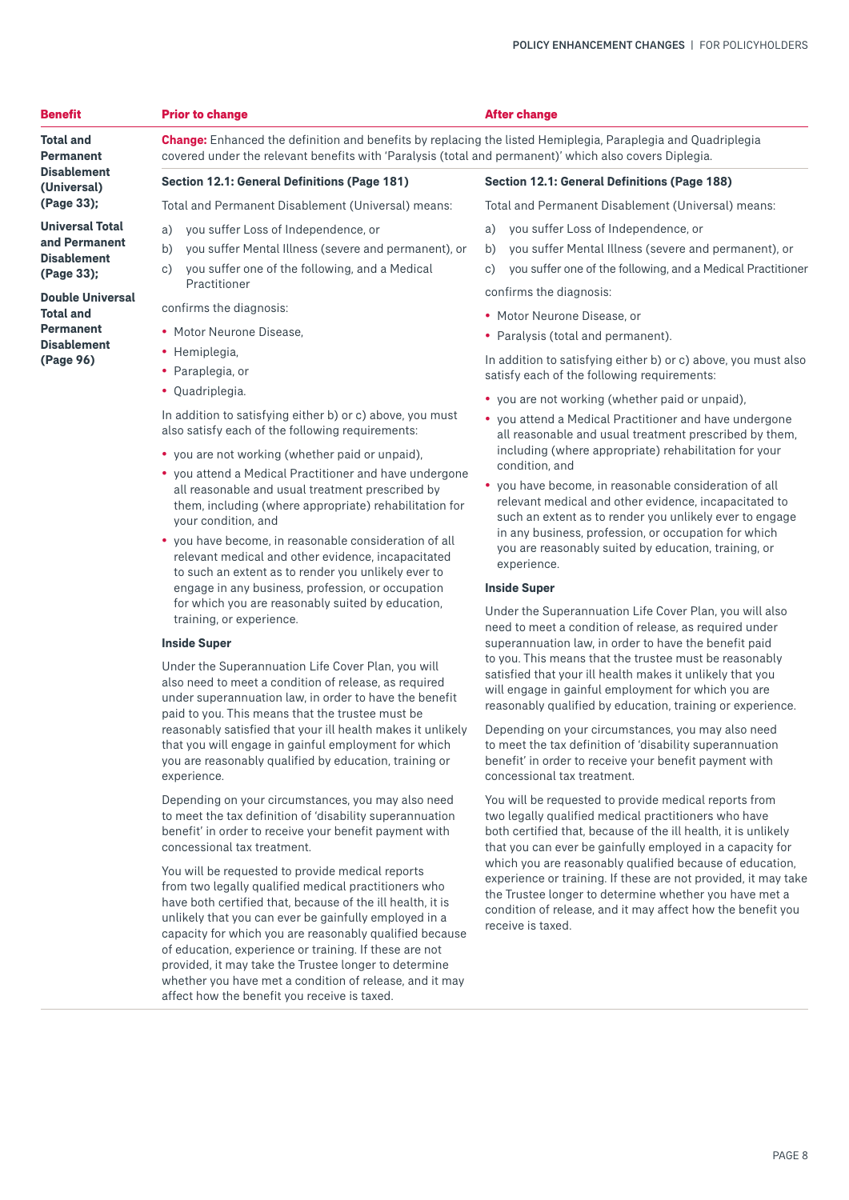| Benefit | Prior to change | After change |
|---|---|---|
| **Total and Permanent Disablement (Universal) (Page 33); Universal Total and Permanent Disablement (Page 33); Double Universal Total and Permanent Disablement (Page 96)** | **Change:** Enhanced the definition and benefits by replacing the listed Hemiplegia, Paraplegia and Quadriplegia covered under the relevant benefits with 'Paralysis (total and permanent)' which also covers Diplegia. | |
| | **Section 12.1: General Definitions (Page 181)**<br><br>Total and Permanent Disablement (Universal) means:<br><br>a) you suffer Loss of Independence, or<br>b) you suffer Mental Illness (severe and permanent), or<br>c) you suffer one of the following, and a Medical Practitioner<br><br>confirms the diagnosis:<br><br>• Motor Neurone Disease,<br>• Hemiplegia,<br>• Paraplegia, or<br>• Quadriplegia.<br><br>In addition to satisfying either b) or c) above, you must also satisfy each of the following requirements:<br><br>• you are not working (whether paid or unpaid),<br>• you attend a Medical Practitioner and have undergone all reasonable and usual treatment prescribed by them, including (where appropriate) rehabilitation for your condition, and<br>• you have become, in reasonable consideration of all relevant medical and other evidence, incapacitated to such an extent as to render you unlikely ever to engage in any business, profession, or occupation for which you are reasonably suited by education, training, or experience.<br><br>**Inside Super**<br><br>Under the Superannuation Life Cover Plan, you will also need to meet a condition of release, as required under superannuation law, in order to have the benefit paid to you. This means that the trustee must be reasonably satisfied that your ill health makes it unlikely that you will engage in gainful employment for which you are reasonably qualified by education, training or experience.<br><br>Depending on your circumstances, you may also need to meet the tax definition of 'disability superannuation benefit' in order to receive your benefit payment with concessional tax treatment.<br><br>You will be requested to provide medical reports from two legally qualified medical practitioners who have both certified that, because of the ill health, it is unlikely that you can ever be gainfully employed in a capacity for which you are reasonably qualified because of education, experience or training. If these are not provided, it may take the Trustee longer to determine whether you have met a condition of release, and it may affect how the benefit you receive is taxed. | **Section 12.1: General Definitions (Page 188)**<br><br>Total and Permanent Disablement (Universal) means:<br><br>a) you suffer Loss of Independence, or<br>b) you suffer Mental Illness (severe and permanent), or<br>c) you suffer one of the following, and a Medical Practitioner<br><br>confirms the diagnosis:<br><br>• Motor Neurone Disease, or<br>• Paralysis (total and permanent).<br><br>In addition to satisfying either b) or c) above, you must also satisfy each of the following requirements:<br><br>• you are not working (whether paid or unpaid),<br>• you attend a Medical Practitioner and have undergone all reasonable and usual treatment prescribed by them, including (where appropriate) rehabilitation for your condition, and<br>• you have become, in reasonable consideration of all relevant medical and other evidence, incapacitated to such an extent as to render you unlikely ever to engage in any business, profession, or occupation for which you are reasonably suited by education, training, or experience.<br><br>**Inside Super**<br><br>Under the Superannuation Life Cover Plan, you will also need to meet a condition of release, as required under superannuation law, in order to have the benefit paid to you. This means that the trustee must be reasonably satisfied that your ill health makes it unlikely that you will engage in gainful employment for which you are reasonably qualified by education, training or experience.<br><br>Depending on your circumstances, you may also need to meet the tax definition of 'disability superannuation benefit' in order to receive your benefit payment with concessional tax treatment.<br><br>You will be requested to provide medical reports from two legally qualified medical practitioners who have both certified that, because of the ill health, it is unlikely that you can ever be gainfully employed in a capacity for which you are reasonably qualified because of education, experience or training. If these are not provided, it may take the Trustee longer to determine whether you have met a condition of release, and it may affect how the benefit you receive is taxed. |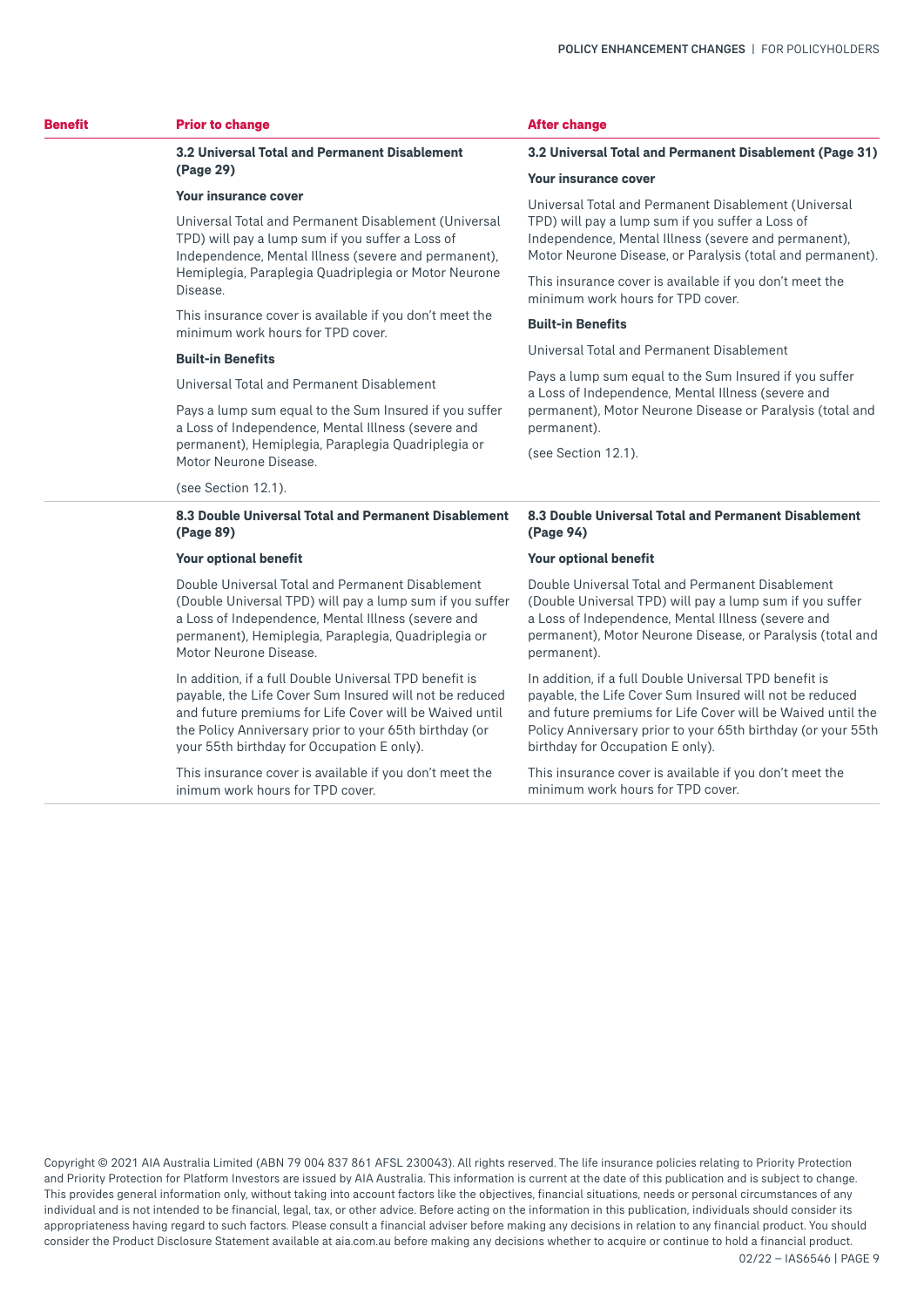| Benefit | Prior to change | After change |
|---|---|---|
| | **3.2 Universal Total and Permanent Disablement (Page 29)**<br><br>**Your insurance cover**<br><br>Universal Total and Permanent Disablement (Universal TPD) will pay a lump sum if you suffer a Loss of Independence, Mental Illness (severe and permanent), Hemiplegia, Paraplegia Quadriplegia or Motor Neurone Disease.<br><br>This insurance cover is available if you don't meet the minimum work hours for TPD cover.<br><br>**Built-in Benefits**<br><br>Universal Total and Permanent Disablement<br><br>Pays a lump sum equal to the Sum Insured if you suffer a Loss of Independence, Mental Illness (severe and permanent), Hemiplegia, Paraplegia Quadriplegia or Motor Neurone Disease.<br><br>(see Section 12.1). | **3.2 Universal Total and Permanent Disablement (Page 31)**<br><br>**Your insurance cover**<br><br>Universal Total and Permanent Disablement (Universal TPD) will pay a lump sum if you suffer a Loss of Independence, Mental Illness (severe and permanent), Motor Neurone Disease, or Paralysis (total and permanent).<br><br>This insurance cover is available if you don't meet the minimum work hours for TPD cover.<br><br>**Built-in Benefits**<br><br>Universal Total and Permanent Disablement<br><br>Pays a lump sum equal to the Sum Insured if you suffer a Loss of Independence, Mental Illness (severe and permanent), Motor Neurone Disease or Paralysis (total and permanent).<br><br>(see Section 12.1). |
| | **8.3 Double Universal Total and Permanent Disablement (Page 89)**<br><br>**Your optional benefit**<br><br>Double Universal Total and Permanent Disablement (Double Universal TPD) will pay a lump sum if you suffer a Loss of Independence, Mental Illness (severe and permanent), Hemiplegia, Paraplegia, Quadriplegia or Motor Neurone Disease.<br><br>In addition, if a full Double Universal TPD benefit is payable, the Life Cover Sum Insured will not be reduced and future premiums for Life Cover will be Waived until the Policy Anniversary prior to your 65th birthday (or your 55th birthday for Occupation E only).<br><br>This insurance cover is available if you don't meet the inimum work hours for TPD cover. | **8.3 Double Universal Total and Permanent Disablement (Page 94)**<br><br>**Your optional benefit**<br><br>Double Universal Total and Permanent Disablement (Double Universal TPD) will pay a lump sum if you suffer a Loss of Independence, Mental Illness (severe and permanent), Motor Neurone Disease, or Paralysis (total and permanent).<br><br>In addition, if a full Double Universal TPD benefit is payable, the Life Cover Sum Insured will not be reduced and future premiums for Life Cover will be Waived until the Policy Anniversary prior to your 65th birthday (or your 55th birthday for Occupation E only).<br><br>This insurance cover is available if you don't meet the minimum work hours for TPD cover. |

Copyright © 2021 AIA Australia Limited (ABN 79 004 837 861 AFSL 230043). All rights reserved. The life insurance policies relating to Priority Protection and Priority Protection for Platform Investors are issued by AIA Australia. This information is current at the date of this publication and is subject to change. This provides general information only, without taking into account factors like the objectives, financial situations, needs or personal circumstances of any individual and is not intended to be financial, legal, tax, or other advice. Before acting on the information in this publication, individuals should consider its appropriateness having regard to such factors. Please consult a financial adviser before making any decisions in relation to any financial product. You should consider the Product Disclosure Statement available at aia.com.au before making any decisions whether to acquire or continue to hold a financial product.

02/22 – IAS6546